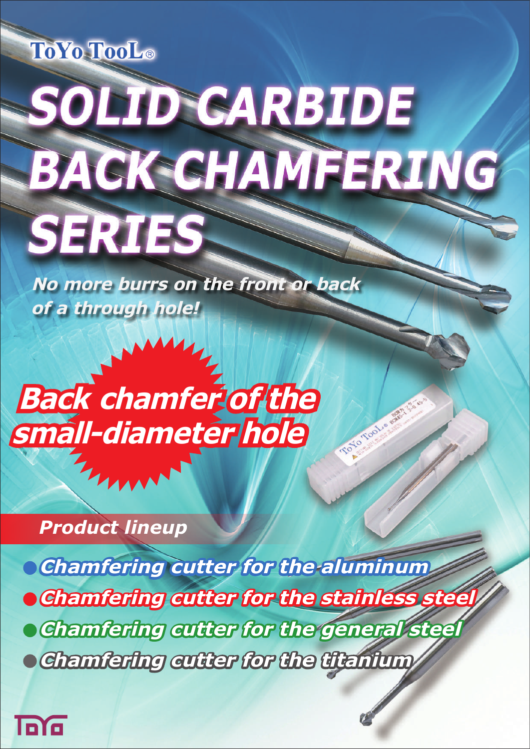ToYo TooL®

# SOLID CARBIDE BACK CHAMFERING SERIES

***No more burrs on the front or back of a through hole!***

## ***Back chamfer of the small-diameter hole***

### ***Product lineup***

- ***Chamfering cutter for the aluminum***
- ***Chamfering cutter for the stainless steel***
- ***Chamfering cutter for the general steel***
- ***Chamfering cutter for the titanium***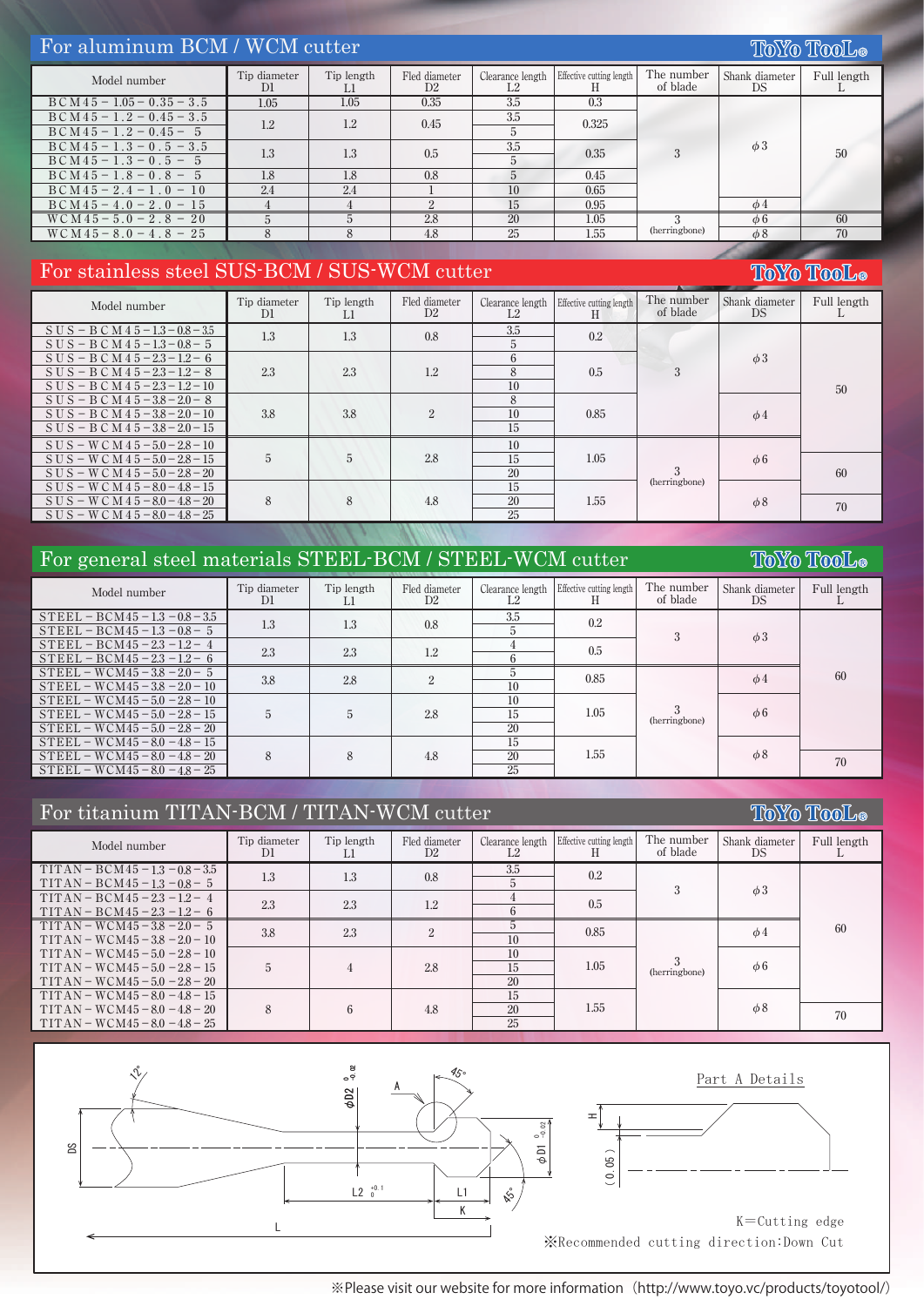## For aluminum BCM / WCM cutter

ToYo TooL

| Model number | Tip diameter D1 | Tip length L1 | Fled diameter D2 | Clearance length L2 | Effective cutting length H | The number of blade | Shank diameter DS | Full length L |
|---|---|---|---|---|---|---|---|---|
| BCM45－1.05－0.35－3.5 | 1.05 | 1.05 | 0.35 | 3.5 | 0.3 | 3 | φ3 | 50 |
| BCM45－1.2－0.45－3.5 | 1.2 | 1.2 | 0.45 | 3.5 | 0.325 | 3 | φ3 | 50 |
| BCM45－1.2－0.45－ 5 | 1.2 | 1.2 | 0.45 | 5 | 0.325 | 3 | φ3 | 50 |
| BCM45－1.3－0.5－3.5 | 1.3 | 1.3 | 0.5 | 3.5 | 0.35 | 3 | φ3 | 50 |
| BCM45－1.3－0.5－ 5 | 1.3 | 1.3 | 0.5 | 5 | 0.35 | 3 | φ3 | 50 |
| BCM45－1.8－0.8－ 5 | 1.8 | 1.8 | 0.8 | 5 | 0.45 | 3 | φ3 | 50 |
| BCM45－2.4－1.0－10 | 2.4 | 2.4 | 1 | 10 | 0.65 | 3 | φ3 | 50 |
| BCM45－4.0－2.0－15 | 4 | 4 | 2 | 15 | 0.95 | 3 | φ4 | 50 |
| WCM45－5.0－2.8－20 | 5 | 5 | 2.8 | 20 | 1.05 | 3 (herringbone) | φ6 | 60 |
| WCM45－8.0－4.8－25 | 8 | 8 | 4.8 | 25 | 1.55 | 3 (herringbone) | φ8 | 70 |

## For stainless steel SUS-BCM / SUS-WCM cutter

ToYo TooL

| Model number | Tip diameter D1 | Tip length L1 | Fled diameter D2 | Clearance length L2 | Effective cutting length H | The number of blade | Shank diameter DS | Full length L |
|---|---|---|---|---|---|---|---|---|
| SUS－BCM45－1.3－0.8－3.5 | 1.3 | 1.3 | 0.8 | 3.5 | 0.2 | 3 | φ3 | 50 |
| SUS－BCM45－1.3－0.8－ 5 | 1.3 | 1.3 | 0.8 | 5 | 0.2 | 3 | φ3 | 50 |
| SUS－BCM45－2.3－1.2－ 6 | 2.3 | 2.3 | 1.2 | 6 | 0.5 | 3 | φ3 | 50 |
| SUS－BCM45－2.3－1.2－ 8 | 2.3 | 2.3 | 1.2 | 8 | 0.5 | 3 | φ3 | 50 |
| SUS－BCM45－2.3－1.2－10 | 2.3 | 2.3 | 1.2 | 10 | 0.5 | 3 | φ3 | 50 |
| SUS－BCM45－3.8－2.0－ 8 | 3.8 | 3.8 | 2 | 8 | 0.85 | 3 | φ4 | 50 |
| SUS－BCM45－3.8－2.0－10 | 3.8 | 3.8 | 2 | 10 | 0.85 | 3 | φ4 | 50 |
| SUS－BCM45－3.8－2.0－15 | 3.8 | 3.8 | 2 | 15 | 0.85 | 3 | φ4 | 50 |
| SUS－WCM45－5.0－2.8－10 | 5 | 5 | 2.8 | 10 | 1.05 | 3 (herringbone) | φ6 | 60 |
| SUS－WCM45－5.0－2.8－15 | 5 | 5 | 2.8 | 15 | 1.05 | 3 (herringbone) | φ6 | 60 |
| SUS－WCM45－5.0－2.8－20 | 5 | 5 | 2.8 | 20 | 1.05 | 3 (herringbone) | φ6 | 60 |
| SUS－WCM45－8.0－4.8－15 | 8 | 8 | 4.8 | 15 | 1.55 | 3 (herringbone) | φ8 | 70 |
| SUS－WCM45－8.0－4.8－20 | 8 | 8 | 4.8 | 20 | 1.55 | 3 (herringbone) | φ8 | 70 |
| SUS－WCM45－8.0－4.8－25 | 8 | 8 | 4.8 | 25 | 1.55 | 3 (herringbone) | φ8 | 70 |

## For general steel materials STEEL-BCM / STEEL-WCM cutter

ToYo TooL

| Model number | Tip diameter D1 | Tip length L1 | Fled diameter D2 | Clearance length L2 | Effective cutting length H | The number of blade | Shank diameter DS | Full length L |
|---|---|---|---|---|---|---|---|---|
| STEEL－BCM45－1.3－0.8－3.5 | 1.3 | 1.3 | 0.8 | 3.5 | 0.2 | 3 | φ3 | 60 |
| STEEL－BCM45－1.3－0.8－ 5 | 1.3 | 1.3 | 0.8 | 5 | 0.2 | 3 | φ3 | 60 |
| STEEL－BCM45－2.3－1.2－ 4 | 2.3 | 2.3 | 1.2 | 4 | 0.5 | 3 | φ3 | 60 |
| STEEL－BCM45－2.3－1.2－ 6 | 2.3 | 2.3 | 1.2 | 6 | 0.5 | 3 | φ3 | 60 |
| STEEL－WCM45－3.8－2.0－ 5 | 3.8 | 2.8 | 2 | 5 | 0.85 | 3 (herringbone) | φ4 | 60 |
| STEEL－WCM45－3.8－2.0－10 | 3.8 | 2.8 | 2 | 10 | 0.85 | 3 (herringbone) | φ4 | 60 |
| STEEL－WCM45－5.0－2.8－10 | 5 | 5 | 2.8 | 10 | 1.05 | 3 (herringbone) | φ6 | 60 |
| STEEL－WCM45－5.0－2.8－15 | 5 | 5 | 2.8 | 15 | 1.05 | 3 (herringbone) | φ6 | 60 |
| STEEL－WCM45－5.0－2.8－20 | 5 | 5 | 2.8 | 20 | 1.05 | 3 (herringbone) | φ6 | 60 |
| STEEL－WCM45－8.0－4.8－15 | 8 | 8 | 4.8 | 15 | 1.55 | 3 (herringbone) | φ8 | 60 |
| STEEL－WCM45－8.0－4.8－20 | 8 | 8 | 4.8 | 20 | 1.55 | 3 (herringbone) | φ8 | 70 |
| STEEL－WCM45－8.0－4.8－25 | 8 | 8 | 4.8 | 25 | 1.55 | 3 (herringbone) | φ8 | 70 |

## For titanium TITAN-BCM / TITAN-WCM cutter

ToYo TooL

| Model number | Tip diameter D1 | Tip length L1 | Fled diameter D2 | Clearance length L2 | Effective cutting length H | The number of blade | Shank diameter DS | Full length L |
|---|---|---|---|---|---|---|---|---|
| TITAN－BCM45－1.3－0.8－3.5 | 1.3 | 1.3 | 0.8 | 3.5 | 0.2 | 3 | φ3 | 60 |
| TITAN－BCM45－1.3－0.8－ 5 | 1.3 | 1.3 | 0.8 | 5 | 0.2 | 3 | φ3 | 60 |
| TITAN－BCM45－2.3－1.2－ 4 | 2.3 | 2.3 | 1.2 | 4 | 0.5 | 3 | φ3 | 60 |
| TITAN－BCM45－2.3－1.2－ 6 | 2.3 | 2.3 | 1.2 | 6 | 0.5 | 3 | φ3 | 60 |
| TITAN－WCM45－3.8－2.0－ 5 | 3.8 | 2.3 | 2 | 5 | 0.85 | 3 (herringbone) | φ4 | 60 |
| TITAN－WCM45－3.8－2.0－10 | 3.8 | 2.3 | 2 | 10 | 0.85 | 3 (herringbone) | φ4 | 60 |
| TITAN－WCM45－5.0－2.8－10 | 5 | 4 | 2.8 | 10 | 1.05 | 3 (herringbone) | φ6 | 60 |
| TITAN－WCM45－5.0－2.8－15 | 5 | 4 | 2.8 | 15 | 1.05 | 3 (herringbone) | φ6 | 60 |
| TITAN－WCM45－5.0－2.8－20 | 5 | 4 | 2.8 | 20 | 1.05 | 3 (herringbone) | φ6 | 60 |
| TITAN－WCM45－8.0－4.8－15 | 8 | 6 | 4.8 | 15 | 1.55 | 3 (herringbone) | φ8 | 60 |
| TITAN－WCM45－8.0－4.8－20 | 8 | 6 | 4.8 | 20 | 1.55 | 3 (herringbone) | φ8 | 70 |
| TITAN－WCM45－8.0－4.8－25 | 8 | 6 | 4.8 | 25 | 1.55 | 3 (herringbone) | φ8 | 70 |

12° DS φD2 $^{0}_{-0.02}$ A 45° φD1 $^{0}_{-0.02}$ L2 $^{+0.1}_{0}$ L1 K 45° L

Part A Details

H (0.05)

K=Cutting edge

※Recommended cutting direction:Down Cut

※Please visit our website for more information（http://www.toyo.vc/products/toyotool/）